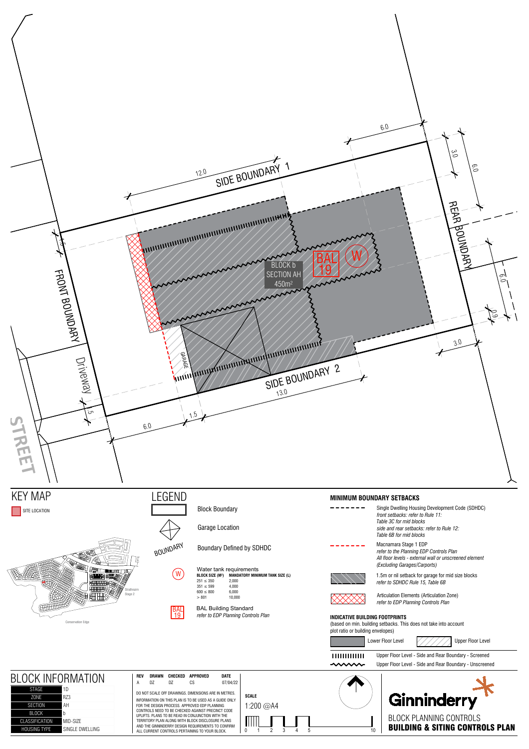STREET

Driveway

FRONT BOUNDARY

SIDE BOUNDARY 1

SIDE BOUNDARY 2

REAR BOUNDARY

BLOCK b
SECTION AH
450m²

BAL 19

W

GARAGE

12.0

6.0

3.0

6.0

6.0

0.9

3.0

13.0

1.5

6.0

1.5

1.5

# KEY MAP

SITE LOCATION

Strathnairn Stage 2

Conservation Edge

# LEGEND

Block Boundary

Garage Location

Boundary Defined by SDHDC

Water tank requirements

| BLOCK SIZE (M²) | MANDATORY MINIMUM TANK SIZE (L) |
|---|---|
| 251 ≤ 350 | 2,000 |
| 351 ≤ 599 | 4,000 |
| 600 ≤ 800 | 6,000 |
| > 801 | 10,000 |

BAL Building Standard
*refer to EDP Planning Controls Plan*

## MINIMUM BOUNDARY SETBACKS

Single Dwelling Housing Development Code (SDHDC)
*front setbacks: refer to Rule 11: Table 3C for mid blocks*
*side and rear setbacks: refer to Rule 12: Table 6B for mid blocks*

Macnamara Stage 1 EDP
*refer to the Planning EDP Controls Plan*
*All floor levels - external wall or unscreened element (Excluding Garages/Carports)*

1.5m or nil setback for garage for mid size blocks
*refer to SDHDC Rule 15, Table 6B*

Articulation Elements (Articulation Zone)
*refer to EDP Planning Controls Plan*

## INDICATIVE BUILDING FOOTPRINTS

(based on min. building setbacks. This does not take into account plot ratio or building envelopes)

Lower Floor Level

Upper Floor Level

Upper Floor Level - Side and Rear Boundary - Screened

Upper Floor Level - Side and Rear Boundary - Unscreened

# BLOCK INFORMATION

| STAGE | 1D |
|---|---|
| ZONE | RZ3 |
| SECTION | AH |
| BLOCK | b |
| CLASSIFICATION | MID-SIZE |
| HOUSING TYPE | SINGLE DWELLING |

| REV | DRAWN | CHECKED | APPROVED | DATE |
|---|---|---|---|---|
| A | DZ | DZ | CS | 07/04/22 |

DO NOT SCALE OFF DRAWINGS. DIMENSIONS ARE IN METRES.

INFORMATION ON THIS PLAN IS TO BE USED AS A GUIDE ONLY FOR THE DESIGN PROCESS. APPROVED EDP PLANNING CONTROLS NEED TO BE CHECKED AGAINST PRECINCT CODE UPLIFTS. PLANS TO BE READ IN CONJUNCTION WITH THE TERRITORY PLAN ALONG WITH BLOCK DISCLOSURE PLANS AND THE GINNINDERRY DESIGN REQUIREMENTS TO CONFIRM ALL CURRENT CONTROLS PERTAINING TO YOUR BLOCK.

**SCALE**

1:200 @A4

0 1 2 3 4 5 10

Ginninderry

BLOCK PLANNING CONTROLS

**BUILDING & SITING CONTROLS PLAN**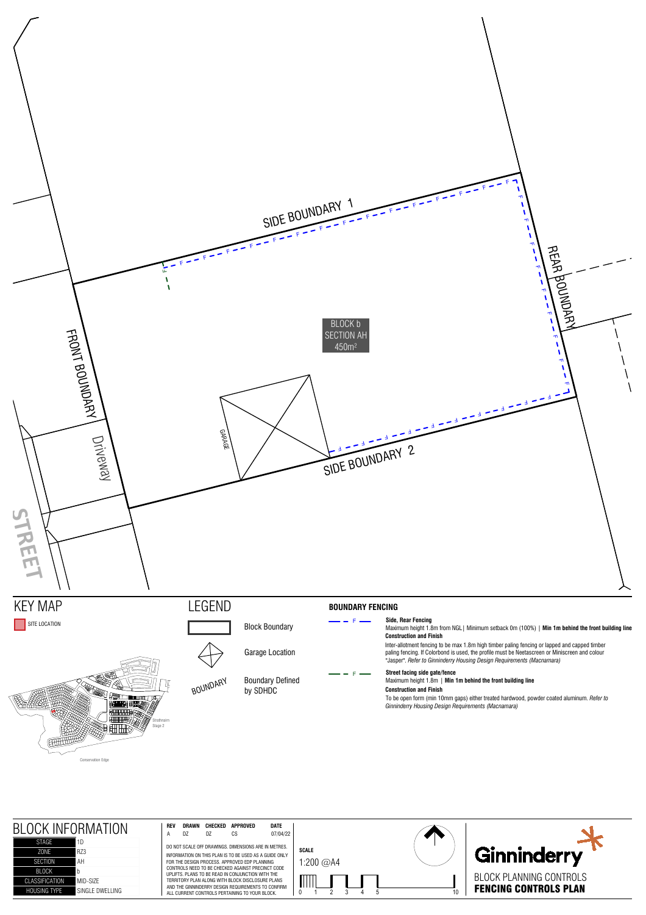SIDE BOUNDARY 1

REAR BOUNDARY

FRONT BOUNDARY

BLOCK b
SECTION AH
450m²

GARAGE

Driveway

SIDE BOUNDARY 2

STREET

# KEY MAP

SITE LOCATION

Strathnairn Stage 2

Conservation Edge

# LEGEND

Block Boundary

Garage Location

Boundary Defined by SDHDC

## BOUNDARY FENCING

**Side, Rear Fencing**
Maximum height 1.8m from NGL| Minimum setback 0m (100%) | **Min 1m behind the front building line**
**Construction and Finish**
Inter-allotment fencing to be max 1.8m high timber paling fencing or lapped and capped timber paling fencing. If Colorbond is used, the profile must be Neetascreen or Miniscreen and colour "Jasper". *Refer to Ginninderry Housing Design Requirements (Macnamara)*

**Street facing side gate/fence**
Maximum height 1.8m | **Min 1m behind the front building line**
**Construction and Finish**
To be open form (min 10mm gaps) either treated hardwood, powder coated aluminum. *Refer to Ginninderry Housing Design Requirements (Macnamara)*

# BLOCK INFORMATION

| | |
|---|---|
| STAGE | 1D |
| ZONE | RZ3 |
| SECTION | AH |
| BLOCK | b |
| CLASSIFICATION | MID-SIZE |
| HOUSING TYPE | SINGLE DWELLING |

| REV | DRAWN | CHECKED | APPROVED | DATE |
|---|---|---|---|---|
| A | DZ | DZ | CS | 07/04/22 |

DO NOT SCALE OFF DRAWINGS. DIMENSIONS ARE IN METRES.
INFORMATION ON THIS PLAN IS TO BE USED AS A GUIDE ONLY FOR THE DESIGN PROCESS. APPROVED EDP PLANNING CONTROLS NEED TO BE CHECKED AGAINST PRECINCT CODE UPLIFTS. PLANS TO BE READ IN CONJUNCTION WITH THE TERRITORY PLAN ALONG WITH BLOCK DISCLOSURE PLANS AND THE GINNINDERRY DESIGN REQUIREMENTS TO CONFIRM ALL CURRENT CONTROLS PERTAINING TO YOUR BLOCK.

**SCALE**
1:200 @A4

0 1 2 3 4 5 10

Ginninderry

BLOCK PLANNING CONTROLS
**FENCING CONTROLS PLAN**